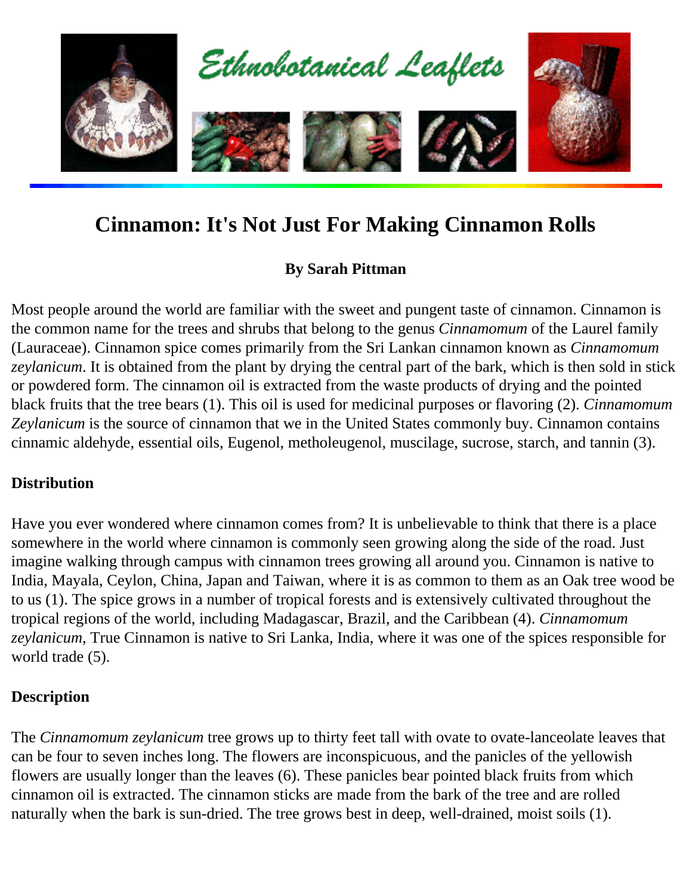# Cinnamon: It's Not Just For Making Cinnamon Rolls

**By Sarah Pittman**

Most people around the world are familiar with the sweet and pungent taste of cinnamon. Cinnamon is the common name for the trees and shrubs that belong to the genus *Cinnamomum* of the Laurel family (Lauraceae). Cinnamon spice comes primarily from the Sri Lankan cinnamon known as *Cinnamomum zeylanicum*. It is obtained from the plant by drying the central part of the bark, which is then sold in stick or powdered form. The cinnamon oil is extracted from the waste products of drying and the pointed black fruits that the tree bears (1). This oil is used for medicinal purposes or flavoring (2). *Cinnamomum Zeylanicum* is the source of cinnamon that we in the United States commonly buy. Cinnamon contains cinnamic aldehyde, essential oils, Eugenol, metholeugenol, muscilage, sucrose, starch, and tannin (3).

## Distribution

Have you ever wondered where cinnamon comes from? It is unbelievable to think that there is a place somewhere in the world where cinnamon is commonly seen growing along the side of the road. Just imagine walking through campus with cinnamon trees growing all around you. Cinnamon is native to India, Mayala, Ceylon, China, Japan and Taiwan, where it is as common to them as an Oak tree wood be to us (1). The spice grows in a number of tropical forests and is extensively cultivated throughout the tropical regions of the world, including Madagascar, Brazil, and the Caribbean (4). *Cinnamomum zeylanicum*, True Cinnamon is native to Sri Lanka, India, where it was one of the spices responsible for world trade (5).

## Description

The *Cinnamomum zeylanicum* tree grows up to thirty feet tall with ovate to ovate-lanceolate leaves that can be four to seven inches long. The flowers are inconspicuous, and the panicles of the yellowish flowers are usually longer than the leaves (6). These panicles bear pointed black fruits from which cinnamon oil is extracted. The cinnamon sticks are made from the bark of the tree and are rolled naturally when the bark is sun-dried. The tree grows best in deep, well-drained, moist soils (1).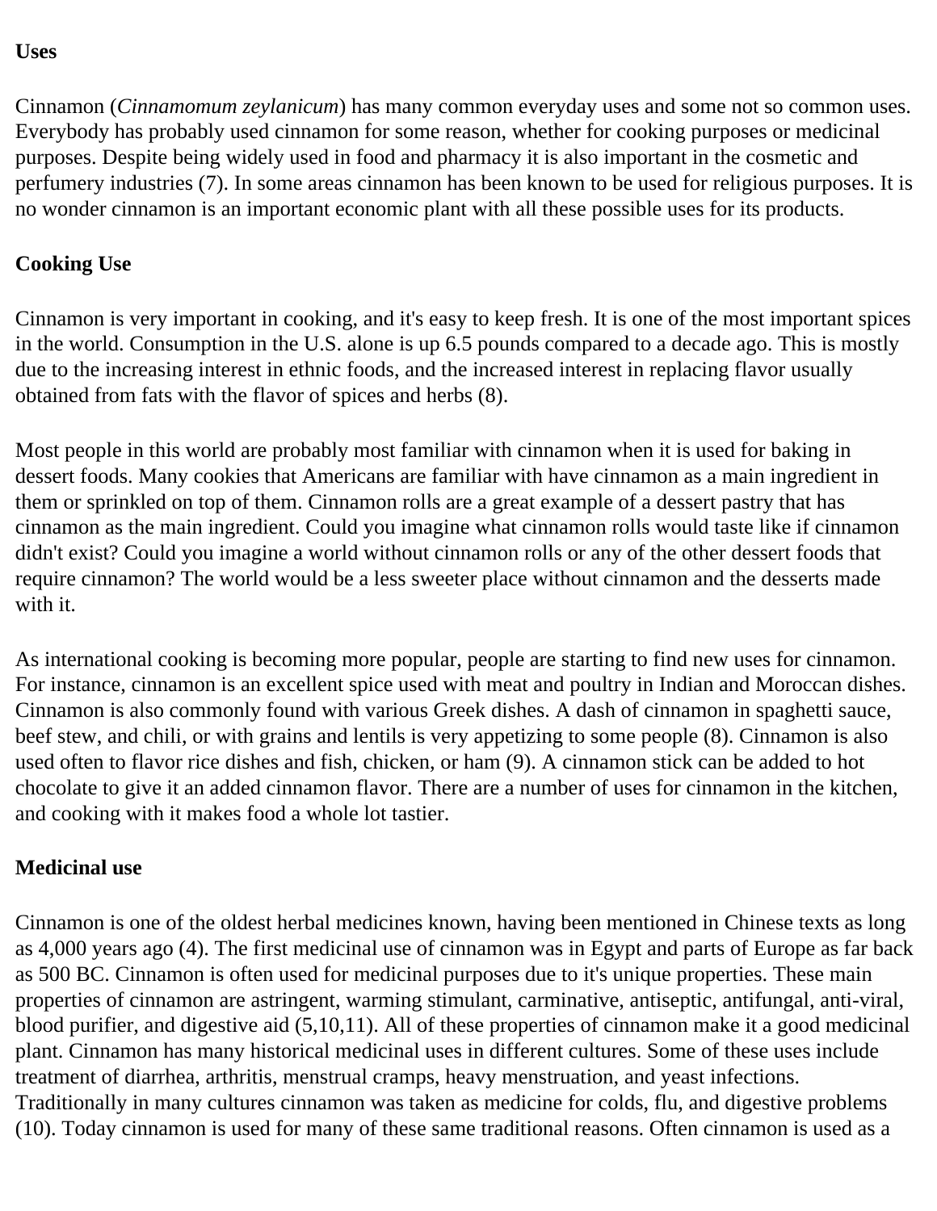**Uses**

Cinnamon (*Cinnamomum zeylanicum*) has many common everyday uses and some not so common uses. Everybody has probably used cinnamon for some reason, whether for cooking purposes or medicinal purposes. Despite being widely used in food and pharmacy it is also important in the cosmetic and perfumery industries (7). In some areas cinnamon has been known to be used for religious purposes. It is no wonder cinnamon is an important economic plant with all these possible uses for its products.

**Cooking Use**

Cinnamon is very important in cooking, and it's easy to keep fresh. It is one of the most important spices in the world. Consumption in the U.S. alone is up 6.5 pounds compared to a decade ago. This is mostly due to the increasing interest in ethnic foods, and the increased interest in replacing flavor usually obtained from fats with the flavor of spices and herbs (8).

Most people in this world are probably most familiar with cinnamon when it is used for baking in dessert foods. Many cookies that Americans are familiar with have cinnamon as a main ingredient in them or sprinkled on top of them. Cinnamon rolls are a great example of a dessert pastry that has cinnamon as the main ingredient. Could you imagine what cinnamon rolls would taste like if cinnamon didn't exist? Could you imagine a world without cinnamon rolls or any of the other dessert foods that require cinnamon? The world would be a less sweeter place without cinnamon and the desserts made with it.

As international cooking is becoming more popular, people are starting to find new uses for cinnamon. For instance, cinnamon is an excellent spice used with meat and poultry in Indian and Moroccan dishes. Cinnamon is also commonly found with various Greek dishes. A dash of cinnamon in spaghetti sauce, beef stew, and chili, or with grains and lentils is very appetizing to some people (8). Cinnamon is also used often to flavor rice dishes and fish, chicken, or ham (9). A cinnamon stick can be added to hot chocolate to give it an added cinnamon flavor. There are a number of uses for cinnamon in the kitchen, and cooking with it makes food a whole lot tastier.

**Medicinal use**

Cinnamon is one of the oldest herbal medicines known, having been mentioned in Chinese texts as long as 4,000 years ago (4). The first medicinal use of cinnamon was in Egypt and parts of Europe as far back as 500 BC. Cinnamon is often used for medicinal purposes due to it's unique properties. These main properties of cinnamon are astringent, warming stimulant, carminative, antiseptic, antifungal, anti-viral, blood purifier, and digestive aid (5,10,11). All of these properties of cinnamon make it a good medicinal plant. Cinnamon has many historical medicinal uses in different cultures. Some of these uses include treatment of diarrhea, arthritis, menstrual cramps, heavy menstruation, and yeast infections. Traditionally in many cultures cinnamon was taken as medicine for colds, flu, and digestive problems (10). Today cinnamon is used for many of these same traditional reasons. Often cinnamon is used as a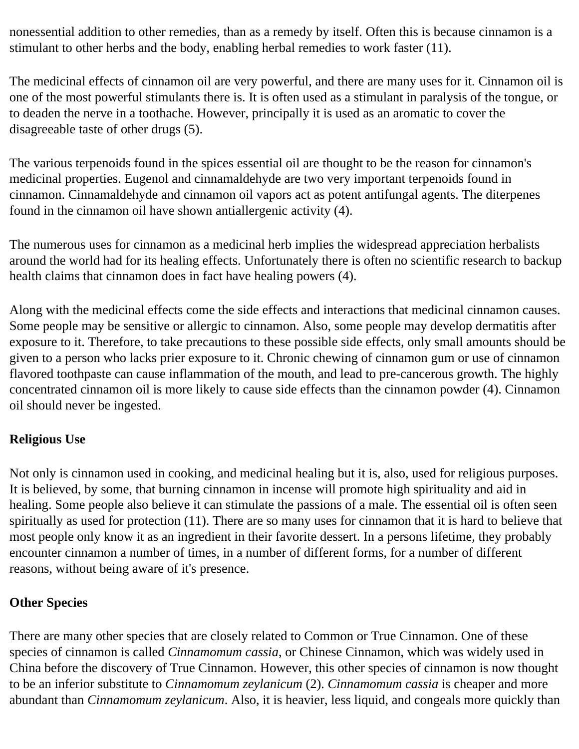nonessential addition to other remedies, than as a remedy by itself. Often this is because cinnamon is a stimulant to other herbs and the body, enabling herbal remedies to work faster (11).

The medicinal effects of cinnamon oil are very powerful, and there are many uses for it. Cinnamon oil is one of the most powerful stimulants there is. It is often used as a stimulant in paralysis of the tongue, or to deaden the nerve in a toothache. However, principally it is used as an aromatic to cover the disagreeable taste of other drugs (5).

The various terpenoids found in the spices essential oil are thought to be the reason for cinnamon's medicinal properties. Eugenol and cinnamaldehyde are two very important terpenoids found in cinnamon. Cinnamaldehyde and cinnamon oil vapors act as potent antifungal agents. The diterpenes found in the cinnamon oil have shown antiallergenic activity (4).

The numerous uses for cinnamon as a medicinal herb implies the widespread appreciation herbalists around the world had for its healing effects. Unfortunately there is often no scientific research to backup health claims that cinnamon does in fact have healing powers (4).

Along with the medicinal effects come the side effects and interactions that medicinal cinnamon causes. Some people may be sensitive or allergic to cinnamon. Also, some people may develop dermatitis after exposure to it. Therefore, to take precautions to these possible side effects, only small amounts should be given to a person who lacks prier exposure to it. Chronic chewing of cinnamon gum or use of cinnamon flavored toothpaste can cause inflammation of the mouth, and lead to pre-cancerous growth. The highly concentrated cinnamon oil is more likely to cause side effects than the cinnamon powder (4). Cinnamon oil should never be ingested.

**Religious Use**

Not only is cinnamon used in cooking, and medicinal healing but it is, also, used for religious purposes. It is believed, by some, that burning cinnamon in incense will promote high spirituality and aid in healing. Some people also believe it can stimulate the passions of a male. The essential oil is often seen spiritually as used for protection (11). There are so many uses for cinnamon that it is hard to believe that most people only know it as an ingredient in their favorite dessert. In a persons lifetime, they probably encounter cinnamon a number of times, in a number of different forms, for a number of different reasons, without being aware of it's presence.

**Other Species**

There are many other species that are closely related to Common or True Cinnamon. One of these species of cinnamon is called *Cinnamomum cassia*, or Chinese Cinnamon, which was widely used in China before the discovery of True Cinnamon. However, this other species of cinnamon is now thought to be an inferior substitute to *Cinnamomum zeylanicum* (2). *Cinnamomum cassia* is cheaper and more abundant than *Cinnamomum zeylanicum*. Also, it is heavier, less liquid, and congeals more quickly than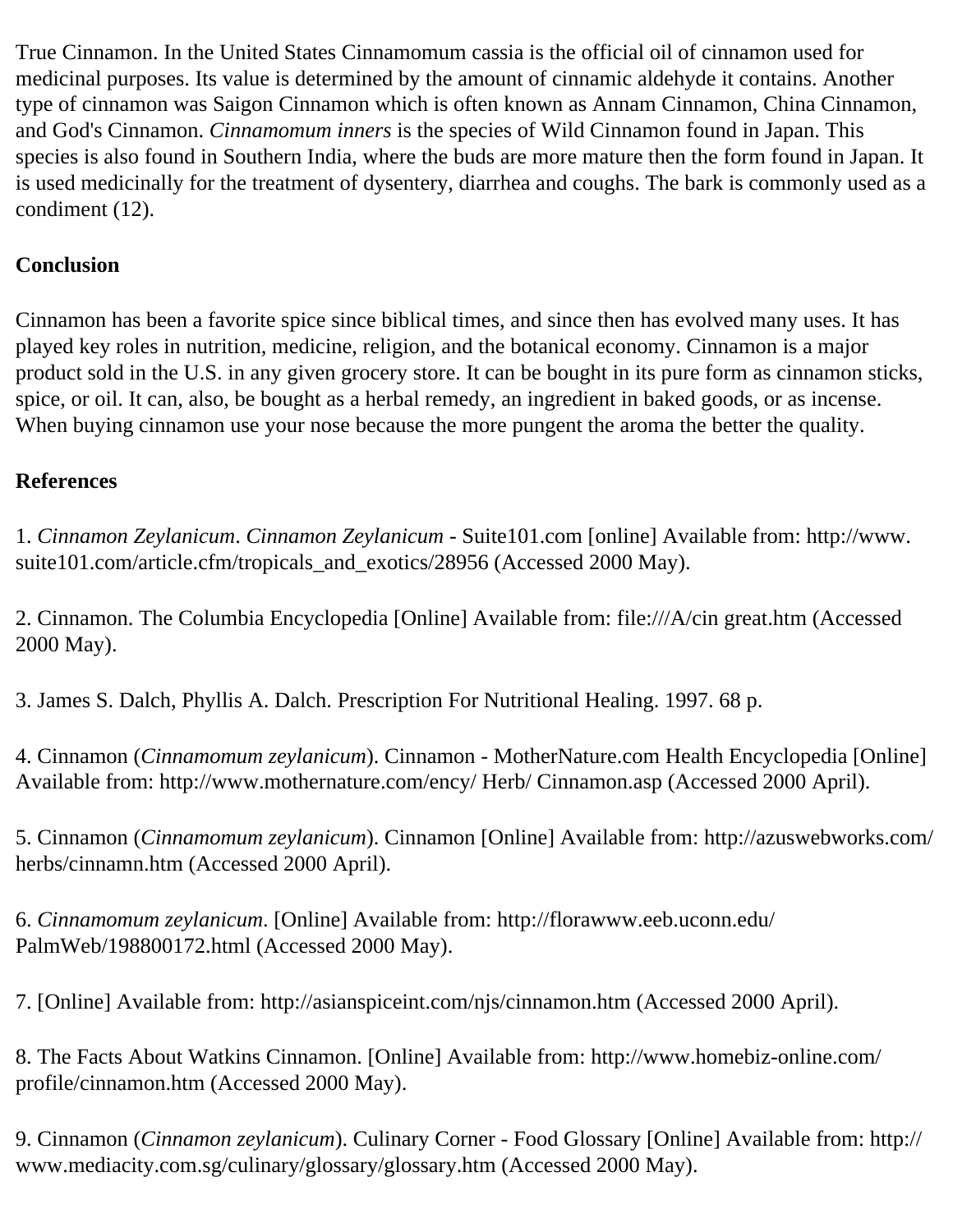True Cinnamon. In the United States Cinnamomum cassia is the official oil of cinnamon used for medicinal purposes. Its value is determined by the amount of cinnamic aldehyde it contains. Another type of cinnamon was Saigon Cinnamon which is often known as Annam Cinnamon, China Cinnamon, and God's Cinnamon. *Cinnamomum inners* is the species of Wild Cinnamon found in Japan. This species is also found in Southern India, where the buds are more mature then the form found in Japan. It is used medicinally for the treatment of dysentery, diarrhea and coughs. The bark is commonly used as a condiment (12).

**Conclusion**

Cinnamon has been a favorite spice since biblical times, and since then has evolved many uses. It has played key roles in nutrition, medicine, religion, and the botanical economy. Cinnamon is a major product sold in the U.S. in any given grocery store. It can be bought in its pure form as cinnamon sticks, spice, or oil. It can, also, be bought as a herbal remedy, an ingredient in baked goods, or as incense. When buying cinnamon use your nose because the more pungent the aroma the better the quality.

**References**

1. *Cinnamon Zeylanicum*. *Cinnamon Zeylanicum* - Suite101.com [online] Available from: http://www.suite101.com/article.cfm/tropicals_and_exotics/28956 (Accessed 2000 May).

2. Cinnamon. The Columbia Encyclopedia [Online] Available from: file:///A/cin great.htm (Accessed 2000 May).

3. James S. Dalch, Phyllis A. Dalch. Prescription For Nutritional Healing. 1997. 68 p.

4. Cinnamon (*Cinnamomum zeylanicum*). Cinnamon - MotherNature.com Health Encyclopedia [Online] Available from: http://www.mothernature.com/ency/ Herb/ Cinnamon.asp (Accessed 2000 April).

5. Cinnamon (*Cinnamomum zeylanicum*). Cinnamon [Online] Available from: http://azuswebworks.com/herbs/cinnamn.htm (Accessed 2000 April).

6. *Cinnamomum zeylanicum*. [Online] Available from: http://florawww.eeb.uconn.edu/PalmWeb/198800172.html (Accessed 2000 May).

7. [Online] Available from: http://asianspiceint.com/njs/cinnamon.htm (Accessed 2000 April).

8. The Facts About Watkins Cinnamon. [Online] Available from: http://www.homebiz-online.com/profile/cinnamon.htm (Accessed 2000 May).

9. Cinnamon (*Cinnamon zeylanicum*). Culinary Corner - Food Glossary [Online] Available from: http://www.mediacity.com.sg/culinary/glossary/glossary.htm (Accessed 2000 May).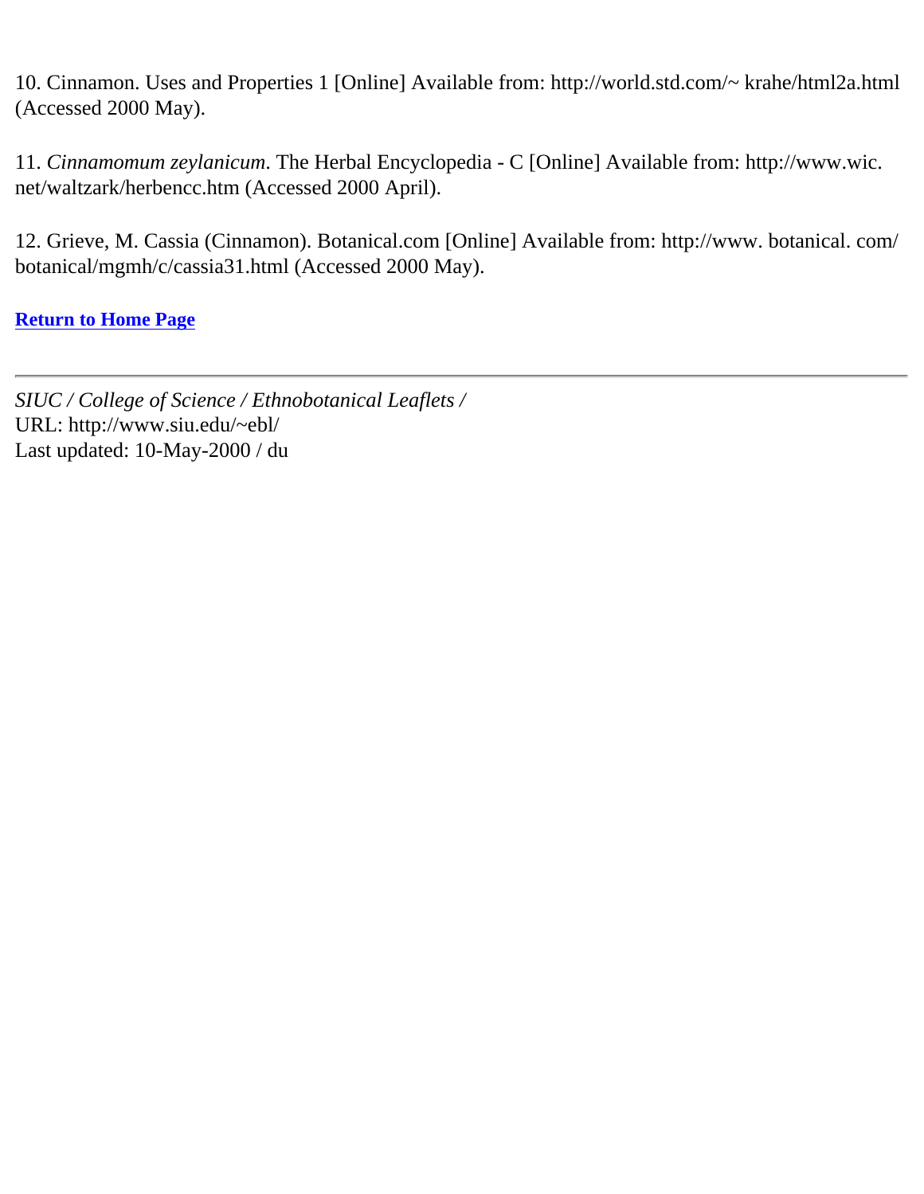10. Cinnamon. Uses and Properties 1 [Online] Available from: http://world.std.com/~ krahe/html2a.html (Accessed 2000 May).

11. *Cinnamomum zeylanicum*. The Herbal Encyclopedia - C [Online] Available from: http://www.wic. net/waltzark/herbencc.htm (Accessed 2000 April).

12. Grieve, M. Cassia (Cinnamon). Botanical.com [Online] Available from: http://www. botanical. com/ botanical/mgmh/c/cassia31.html (Accessed 2000 May).

**Return to Home Page**

---

*SIUC / College of Science / Ethnobotanical Leaflets /*
URL: http://www.siu.edu/~ebl/
Last updated: 10-May-2000 / du